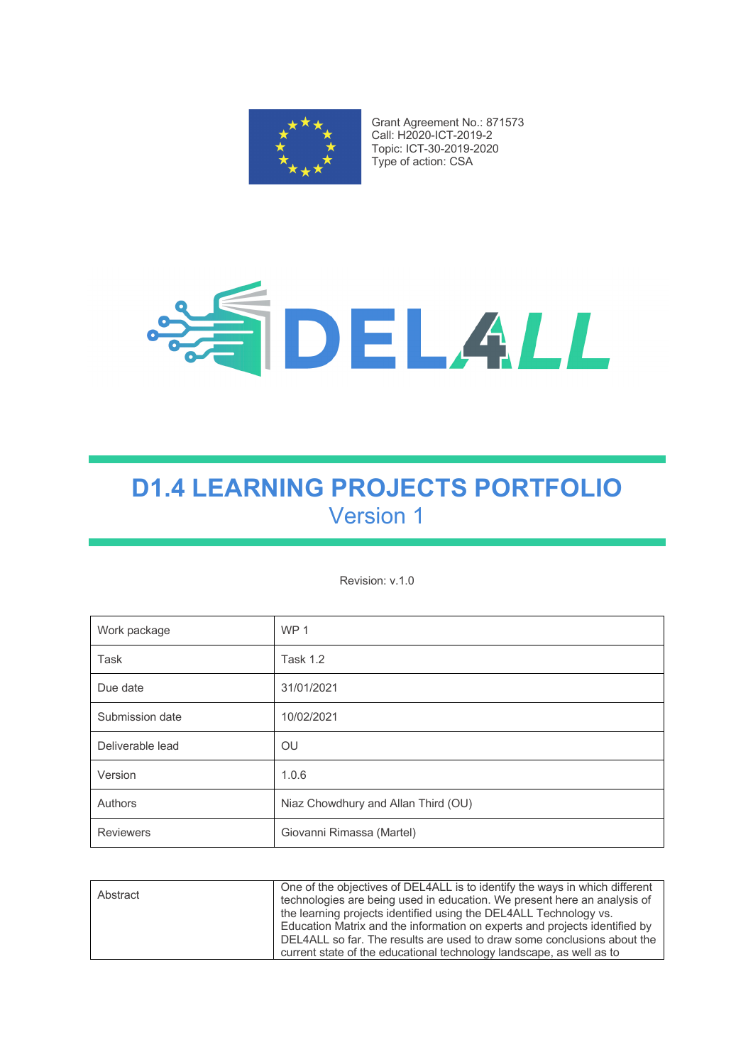Grant Agreement No.: 871573
Call: H2020-ICT-2019-2
Topic: ICT-30-2019-2020
Type of action: CSA

DEL4LL

# D1.4 LEARNING PROJECTS PORTFOLIO
## Version 1

Revision: v.1.0

| Work package | WP 1 |
| --- | --- |
| Task | Task 1.2 |
| Due date | 31/01/2021 |
| Submission date | 10/02/2021 |
| Deliverable lead | OU |
| Version | 1.0.6 |
| Authors | Niaz Chowdhury and Allan Third (OU) |
| Reviewers | Giovanni Rimassa (Martel) |

| Abstract | One of the objectives of DEL4ALL is to identify the ways in which different technologies are being used in education. We present here an analysis of the learning projects identified using the DEL4ALL Technology vs. Education Matrix and the information on experts and projects identified by DEL4ALL so far. The results are used to draw some conclusions about the current state of the educational technology landscape, as well as to |
| --- | --- |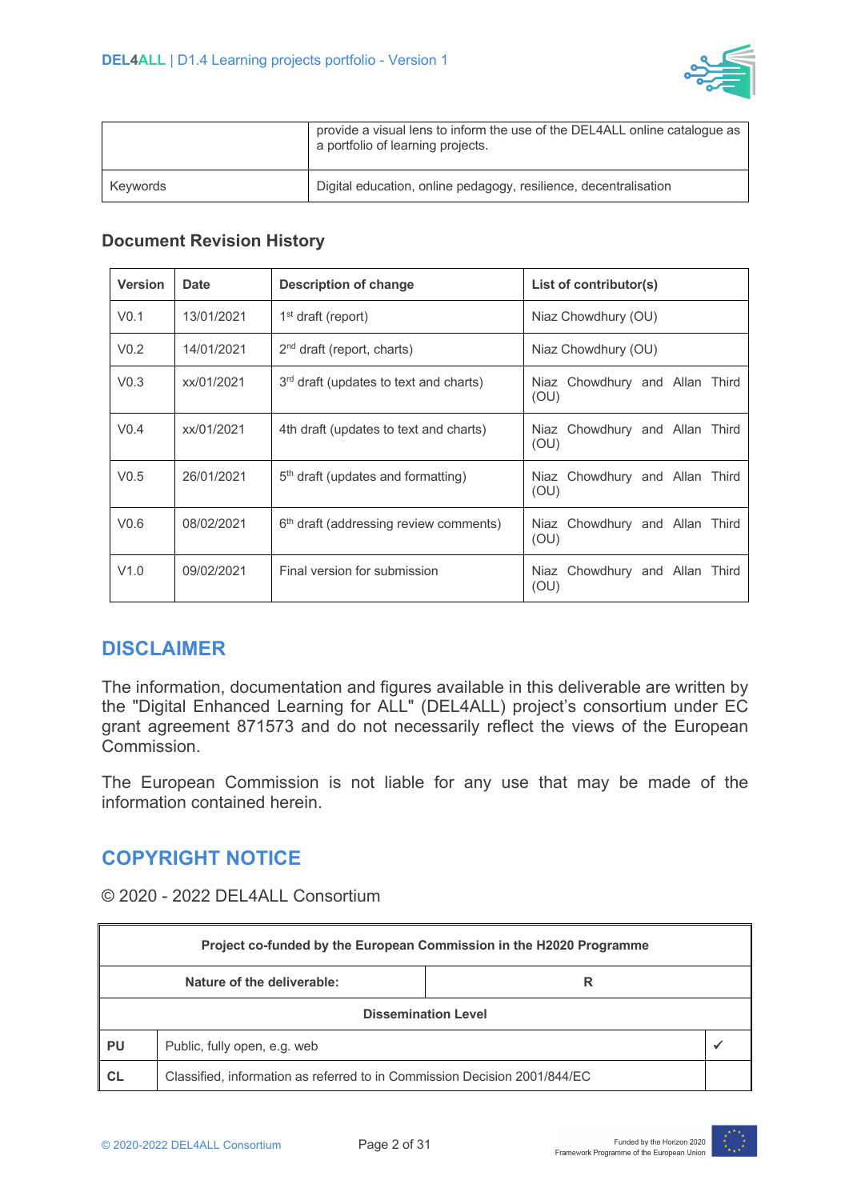|  | provide a visual lens to inform the use of the DEL4ALL online catalogue as a portfolio of learning projects. |
| --- | --- |
| Keywords | Digital education, online pedagogy, resilience, decentralisation |

### Document Revision History

| Version | Date | Description of change | List of contributor(s) |
| --- | --- | --- | --- |
| V0.1 | 13/01/2021 | 1st draft (report) | Niaz Chowdhury (OU) |
| V0.2 | 14/01/2021 | 2nd draft (report, charts) | Niaz Chowdhury (OU) |
| V0.3 | xx/01/2021 | 3rd draft (updates to text and charts) | Niaz Chowdhury and Allan Third (OU) |
| V0.4 | xx/01/2021 | 4th draft (updates to text and charts) | Niaz Chowdhury and Allan Third (OU) |
| V0.5 | 26/01/2021 | 5th draft (updates and formatting) | Niaz Chowdhury and Allan Third (OU) |
| V0.6 | 08/02/2021 | 6th draft (addressing review comments) | Niaz Chowdhury and Allan Third (OU) |
| V1.0 | 09/02/2021 | Final version for submission | Niaz Chowdhury and Allan Third (OU) |

## DISCLAIMER

The information, documentation and figures available in this deliverable are written by the "Digital Enhanced Learning for ALL" (DEL4ALL) project's consortium under EC grant agreement 871573 and do not necessarily reflect the views of the European Commission.

The European Commission is not liable for any use that may be made of the information contained herein.

## COPYRIGHT NOTICE

© 2020 - 2022 DEL4ALL Consortium

| **Project co-funded by the European Commission in the H2020 Programme** | | |
| --- | --- | --- |
| **Nature of the deliverable:** | **R** | |
| **Dissemination Level** | | |
| **PU** | Public, fully open, e.g. web | ✓ |
| **CL** | Classified, information as referred to in Commission Decision 2001/844/EC | |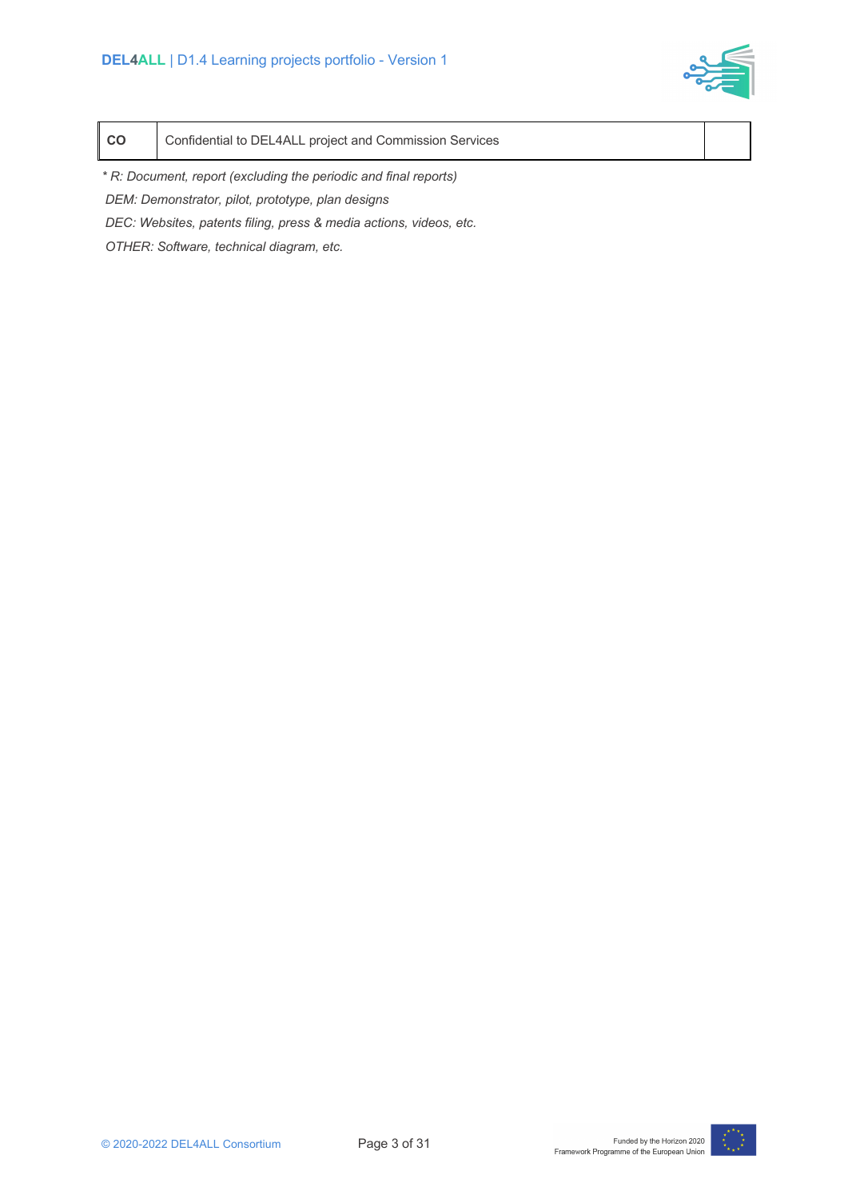| CO | Confidential to DEL4ALL project and Commission Services | |
|---|---|---|

*\* R: Document, report (excluding the periodic and final reports)*

*DEM: Demonstrator, pilot, prototype, plan designs*

*DEC: Websites, patents filing, press & media actions, videos, etc.*

*OTHER: Software, technical diagram, etc.*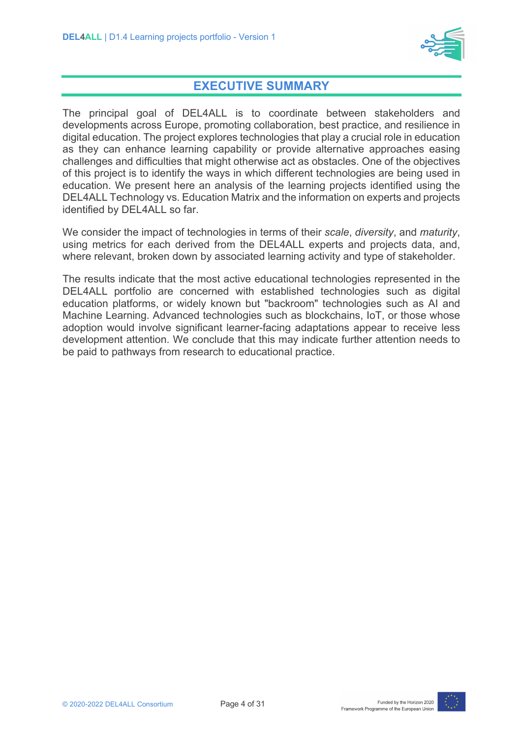# EXECUTIVE SUMMARY

The principal goal of DEL4ALL is to coordinate between stakeholders and developments across Europe, promoting collaboration, best practice, and resilience in digital education. The project explores technologies that play a crucial role in education as they can enhance learning capability or provide alternative approaches easing challenges and difficulties that might otherwise act as obstacles. One of the objectives of this project is to identify the ways in which different technologies are being used in education. We present here an analysis of the learning projects identified using the DEL4ALL Technology vs. Education Matrix and the information on experts and projects identified by DEL4ALL so far.

We consider the impact of technologies in terms of their *scale*, *diversity*, and *maturity*, using metrics for each derived from the DEL4ALL experts and projects data, and, where relevant, broken down by associated learning activity and type of stakeholder.

The results indicate that the most active educational technologies represented in the DEL4ALL portfolio are concerned with established technologies such as digital education platforms, or widely known but "backroom" technologies such as AI and Machine Learning. Advanced technologies such as blockchains, IoT, or those whose adoption would involve significant learner-facing adaptations appear to receive less development attention. We conclude that this may indicate further attention needs to be paid to pathways from research to educational practice.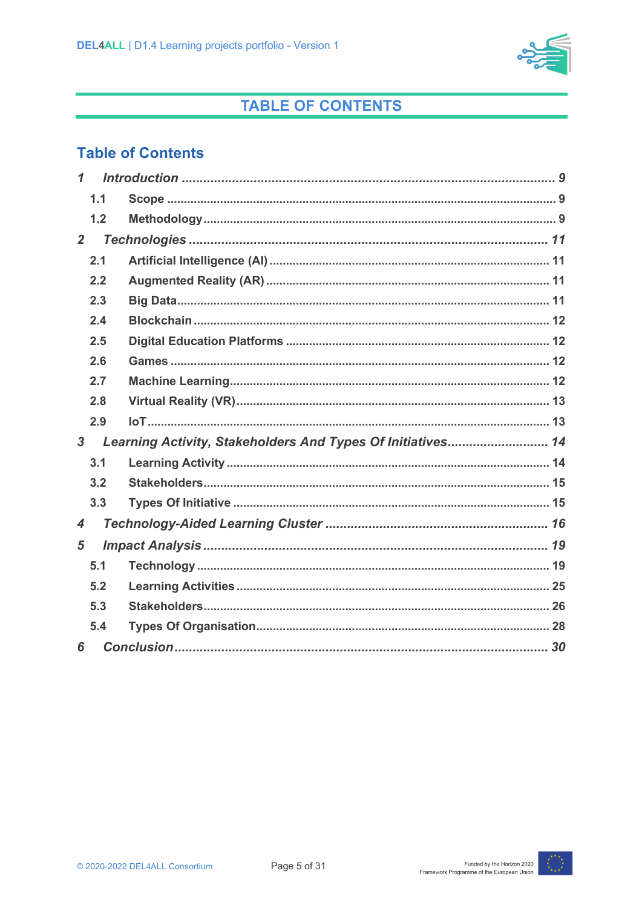# TABLE OF CONTENTS

## Table of Contents

*1 Introduction ........................................................................................ 9*
- 1.1 Scope ........................................................................................ 9
- 1.2 Methodology ........................................................................................ 9

*2 Technologies ........................................................................................ 11*
- 2.1 Artificial Intelligence (AI) ........................................................................................ 11
- 2.2 Augmented Reality (AR) ........................................................................................ 11
- 2.3 Big Data ........................................................................................ 11
- 2.4 Blockchain ........................................................................................ 12
- 2.5 Digital Education Platforms ........................................................................................ 12
- 2.6 Games ........................................................................................ 12
- 2.7 Machine Learning ........................................................................................ 12
- 2.8 Virtual Reality (VR) ........................................................................................ 13
- 2.9 IoT ........................................................................................ 13

*3 Learning Activity, Stakeholders And Types Of Initiatives ........................................ 14*
- 3.1 Learning Activity ........................................................................................ 14
- 3.2 Stakeholders ........................................................................................ 15
- 3.3 Types Of Initiative ........................................................................................ 15

*4 Technology-Aided Learning Cluster ........................................................................................ 16*

*5 Impact Analysis ........................................................................................ 19*
- 5.1 Technology ........................................................................................ 19
- 5.2 Learning Activities ........................................................................................ 25
- 5.3 Stakeholders ........................................................................................ 26
- 5.4 Types Of Organisation ........................................................................................ 28

*6 Conclusion ........................................................................................ 30*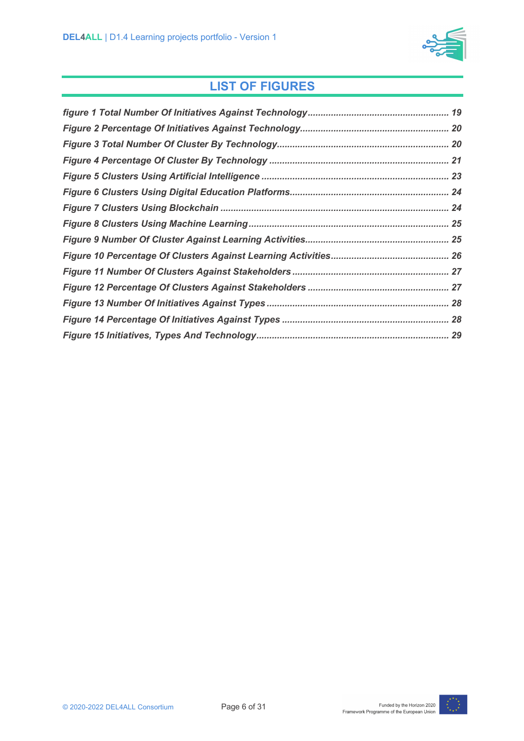## LIST OF FIGURES

*figure 1 Total Number Of Initiatives Against Technology* ........ 19
*Figure 2 Percentage Of Initiatives Against Technology* ........ 20
*Figure 3 Total Number Of Cluster By Technology* ........ 20
*Figure 4 Percentage Of Cluster By Technology* ........ 21
*Figure 5 Clusters Using Artificial Intelligence* ........ 23
*Figure 6 Clusters Using Digital Education Platforms* ........ 24
*Figure 7 Clusters Using Blockchain* ........ 24
*Figure 8 Clusters Using Machine Learning* ........ 25
*Figure 9 Number Of Cluster Against Learning Activities* ........ 25
*Figure 10 Percentage Of Clusters Against Learning Activities* ........ 26
*Figure 11 Number Of Clusters Against Stakeholders* ........ 27
*Figure 12 Percentage Of Clusters Against Stakeholders* ........ 27
*Figure 13 Number Of Initiatives Against Types* ........ 28
*Figure 14 Percentage Of Initiatives Against Types* ........ 28
*Figure 15 Initiatives, Types And Technology* ........ 29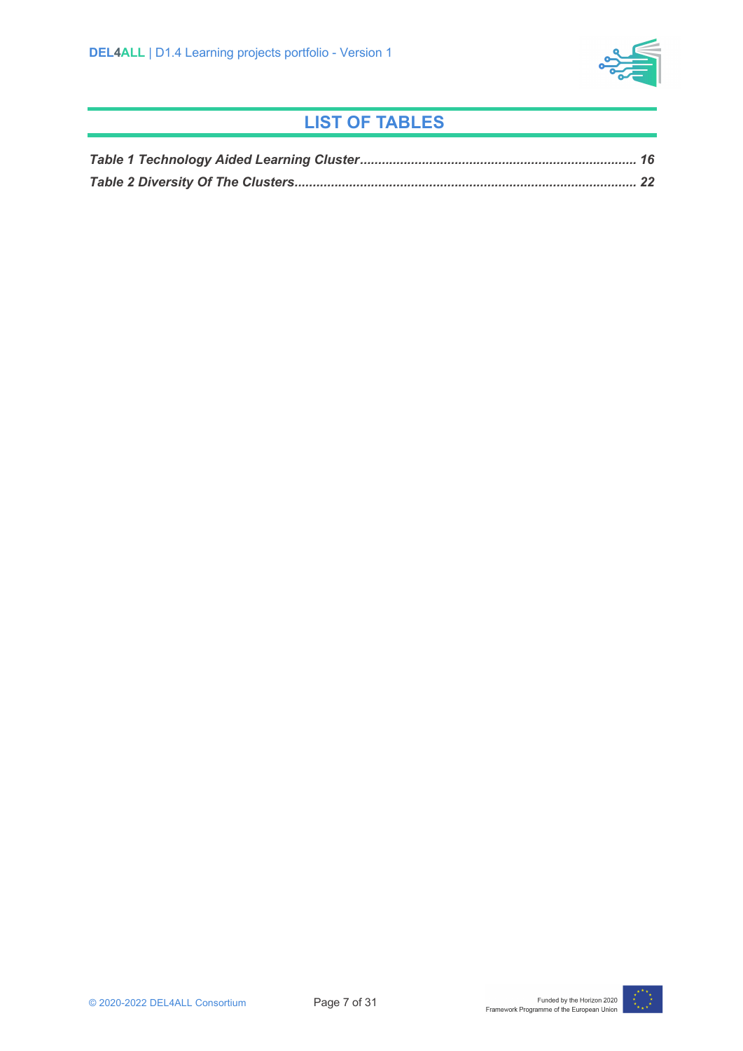# LIST OF TABLES

*Table 1 Technology Aided Learning Cluster* ........................................................................ *16*

*Table 2 Diversity Of The Clusters* ...................................................................................... *22*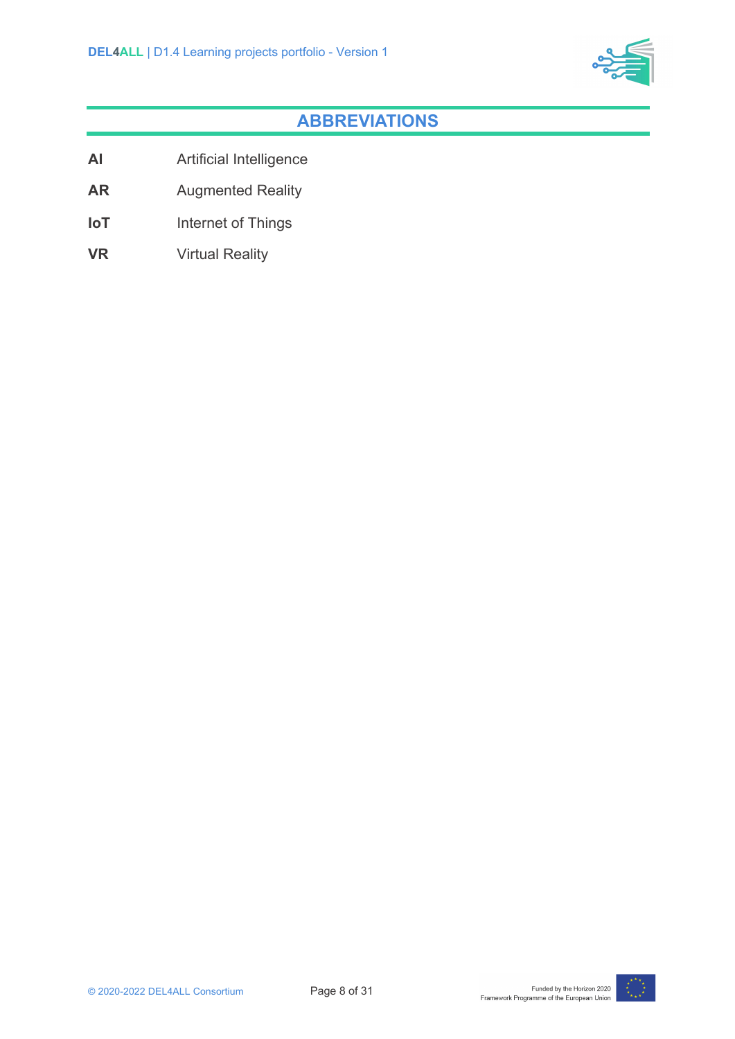# ABBREVIATIONS

| | |
|---|---|
| **AI** | Artificial Intelligence |
| **AR** | Augmented Reality |
| **IoT** | Internet of Things |
| **VR** | Virtual Reality |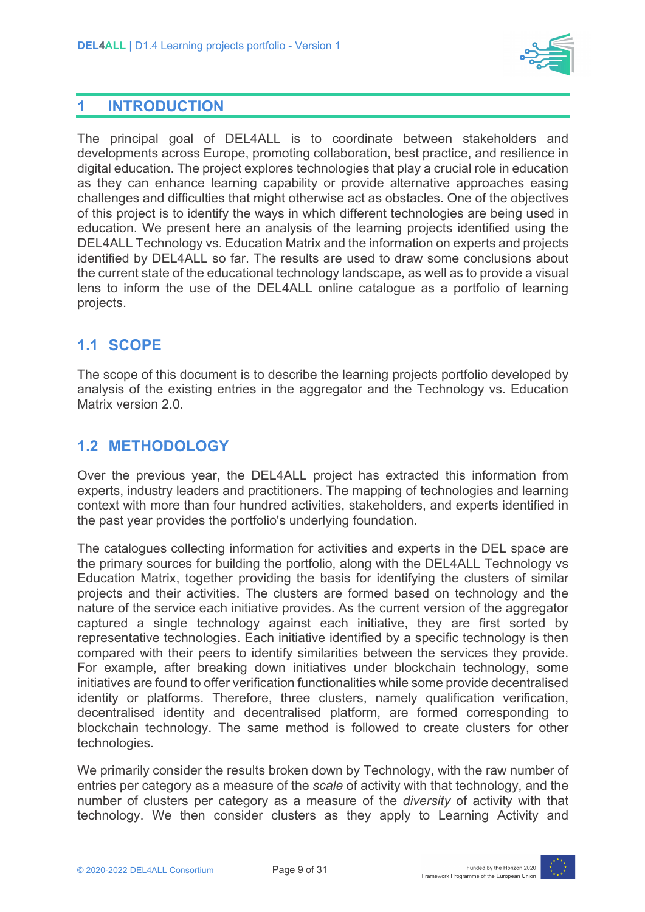# 1 INTRODUCTION

The principal goal of DEL4ALL is to coordinate between stakeholders and developments across Europe, promoting collaboration, best practice, and resilience in digital education. The project explores technologies that play a crucial role in education as they can enhance learning capability or provide alternative approaches easing challenges and difficulties that might otherwise act as obstacles. One of the objectives of this project is to identify the ways in which different technologies are being used in education. We present here an analysis of the learning projects identified using the DEL4ALL Technology vs. Education Matrix and the information on experts and projects identified by DEL4ALL so far. The results are used to draw some conclusions about the current state of the educational technology landscape, as well as to provide a visual lens to inform the use of the DEL4ALL online catalogue as a portfolio of learning projects.

## 1.1 SCOPE

The scope of this document is to describe the learning projects portfolio developed by analysis of the existing entries in the aggregator and the Technology vs. Education Matrix version 2.0.

## 1.2 METHODOLOGY

Over the previous year, the DEL4ALL project has extracted this information from experts, industry leaders and practitioners. The mapping of technologies and learning context with more than four hundred activities, stakeholders, and experts identified in the past year provides the portfolio's underlying foundation.

The catalogues collecting information for activities and experts in the DEL space are the primary sources for building the portfolio, along with the DEL4ALL Technology vs Education Matrix, together providing the basis for identifying the clusters of similar projects and their activities. The clusters are formed based on technology and the nature of the service each initiative provides. As the current version of the aggregator captured a single technology against each initiative, they are first sorted by representative technologies. Each initiative identified by a specific technology is then compared with their peers to identify similarities between the services they provide. For example, after breaking down initiatives under blockchain technology, some initiatives are found to offer verification functionalities while some provide decentralised identity or platforms. Therefore, three clusters, namely qualification verification, decentralised identity and decentralised platform, are formed corresponding to blockchain technology. The same method is followed to create clusters for other technologies.

We primarily consider the results broken down by Technology, with the raw number of entries per category as a measure of the *scale* of activity with that technology, and the number of clusters per category as a measure of the *diversity* of activity with that technology. We then consider clusters as they apply to Learning Activity and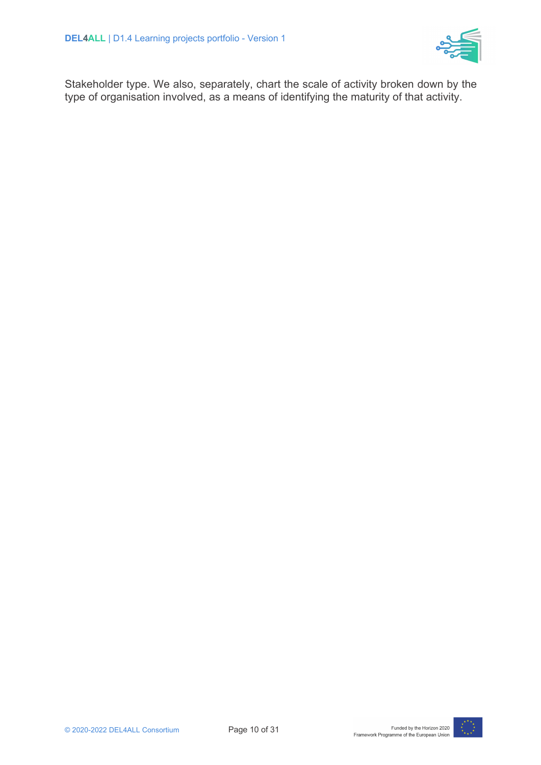Stakeholder type. We also, separately, chart the scale of activity broken down by the type of organisation involved, as a means of identifying the maturity of that activity.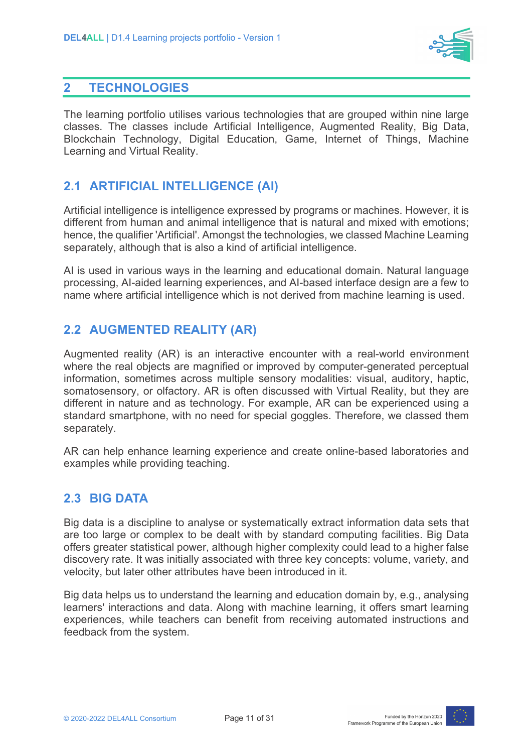# 2 TECHNOLOGIES

The learning portfolio utilises various technologies that are grouped within nine large classes. The classes include Artificial Intelligence, Augmented Reality, Big Data, Blockchain Technology, Digital Education, Game, Internet of Things, Machine Learning and Virtual Reality.

## 2.1 ARTIFICIAL INTELLIGENCE (AI)

Artificial intelligence is intelligence expressed by programs or machines. However, it is different from human and animal intelligence that is natural and mixed with emotions; hence, the qualifier 'Artificial'. Amongst the technologies, we classed Machine Learning separately, although that is also a kind of artificial intelligence.

AI is used in various ways in the learning and educational domain. Natural language processing, AI-aided learning experiences, and AI-based interface design are a few to name where artificial intelligence which is not derived from machine learning is used.

## 2.2 AUGMENTED REALITY (AR)

Augmented reality (AR) is an interactive encounter with a real-world environment where the real objects are magnified or improved by computer-generated perceptual information, sometimes across multiple sensory modalities: visual, auditory, haptic, somatosensory, or olfactory. AR is often discussed with Virtual Reality, but they are different in nature and as technology. For example, AR can be experienced using a standard smartphone, with no need for special goggles. Therefore, we classed them separately.

AR can help enhance learning experience and create online-based laboratories and examples while providing teaching.

## 2.3 BIG DATA

Big data is a discipline to analyse or systematically extract information data sets that are too large or complex to be dealt with by standard computing facilities. Big Data offers greater statistical power, although higher complexity could lead to a higher false discovery rate. It was initially associated with three key concepts: volume, variety, and velocity, but later other attributes have been introduced in it.

Big data helps us to understand the learning and education domain by, e.g., analysing learners' interactions and data. Along with machine learning, it offers smart learning experiences, while teachers can benefit from receiving automated instructions and feedback from the system.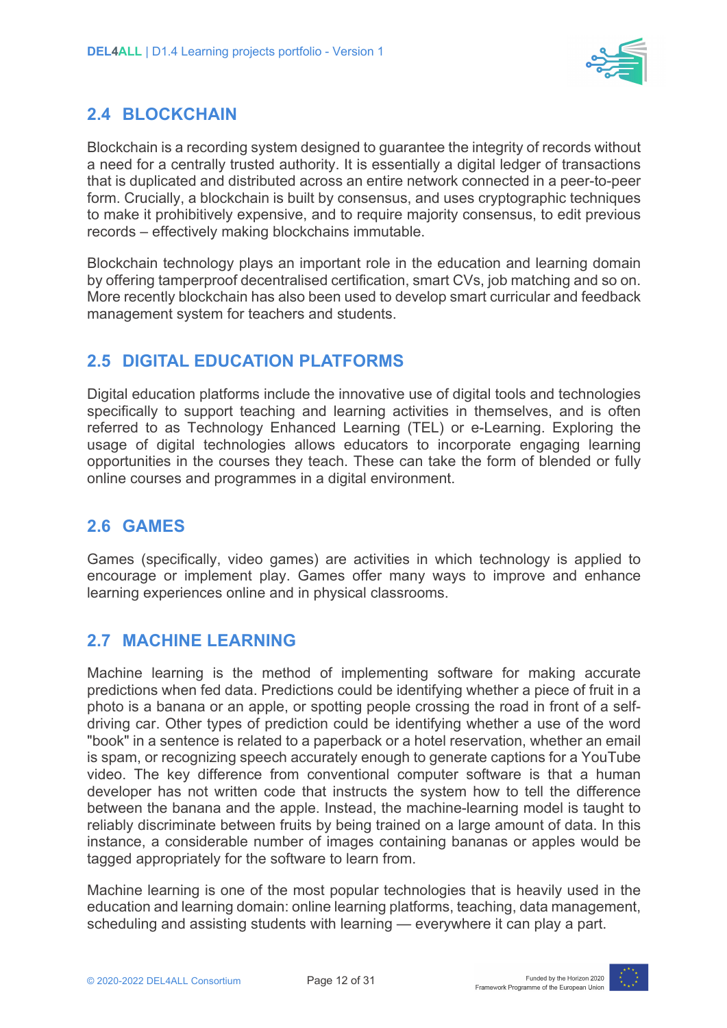## 2.4 BLOCKCHAIN

Blockchain is a recording system designed to guarantee the integrity of records without a need for a centrally trusted authority. It is essentially a digital ledger of transactions that is duplicated and distributed across an entire network connected in a peer-to-peer form. Crucially, a blockchain is built by consensus, and uses cryptographic techniques to make it prohibitively expensive, and to require majority consensus, to edit previous records – effectively making blockchains immutable.

Blockchain technology plays an important role in the education and learning domain by offering tamperproof decentralised certification, smart CVs, job matching and so on. More recently blockchain has also been used to develop smart curricular and feedback management system for teachers and students.

## 2.5 DIGITAL EDUCATION PLATFORMS

Digital education platforms include the innovative use of digital tools and technologies specifically to support teaching and learning activities in themselves, and is often referred to as Technology Enhanced Learning (TEL) or e-Learning. Exploring the usage of digital technologies allows educators to incorporate engaging learning opportunities in the courses they teach. These can take the form of blended or fully online courses and programmes in a digital environment.

## 2.6 GAMES

Games (specifically, video games) are activities in which technology is applied to encourage or implement play. Games offer many ways to improve and enhance learning experiences online and in physical classrooms.

## 2.7 MACHINE LEARNING

Machine learning is the method of implementing software for making accurate predictions when fed data. Predictions could be identifying whether a piece of fruit in a photo is a banana or an apple, or spotting people crossing the road in front of a self-driving car. Other types of prediction could be identifying whether a use of the word "book" in a sentence is related to a paperback or a hotel reservation, whether an email is spam, or recognizing speech accurately enough to generate captions for a YouTube video. The key difference from conventional computer software is that a human developer has not written code that instructs the system how to tell the difference between the banana and the apple. Instead, the machine-learning model is taught to reliably discriminate between fruits by being trained on a large amount of data. In this instance, a considerable number of images containing bananas or apples would be tagged appropriately for the software to learn from.

Machine learning is one of the most popular technologies that is heavily used in the education and learning domain: online learning platforms, teaching, data management, scheduling and assisting students with learning — everywhere it can play a part.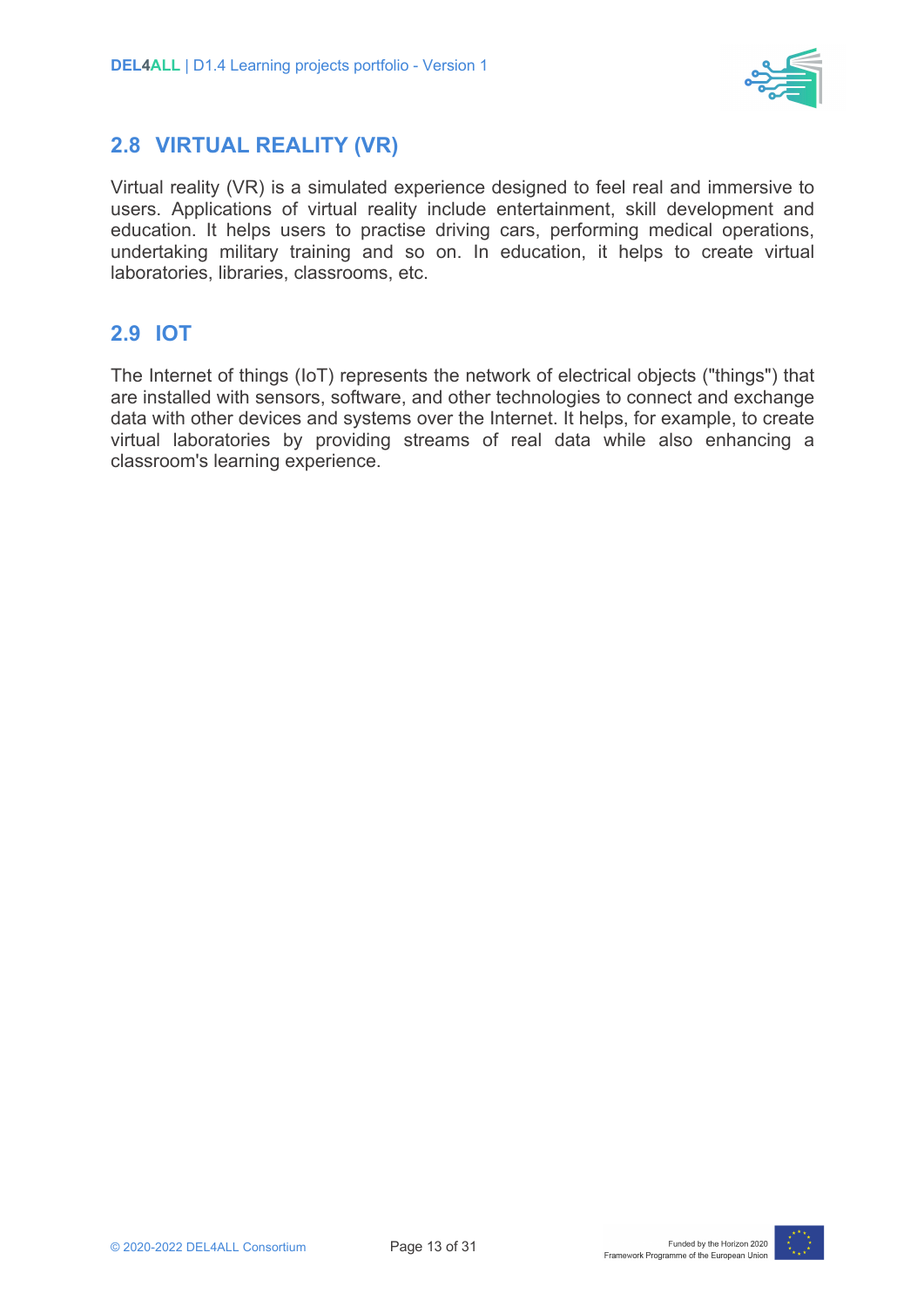## 2.8 VIRTUAL REALITY (VR)

Virtual reality (VR) is a simulated experience designed to feel real and immersive to users. Applications of virtual reality include entertainment, skill development and education. It helps users to practise driving cars, performing medical operations, undertaking military training and so on. In education, it helps to create virtual laboratories, libraries, classrooms, etc.

## 2.9 IOT

The Internet of things (IoT) represents the network of electrical objects ("things") that are installed with sensors, software, and other technologies to connect and exchange data with other devices and systems over the Internet. It helps, for example, to create virtual laboratories by providing streams of real data while also enhancing a classroom's learning experience.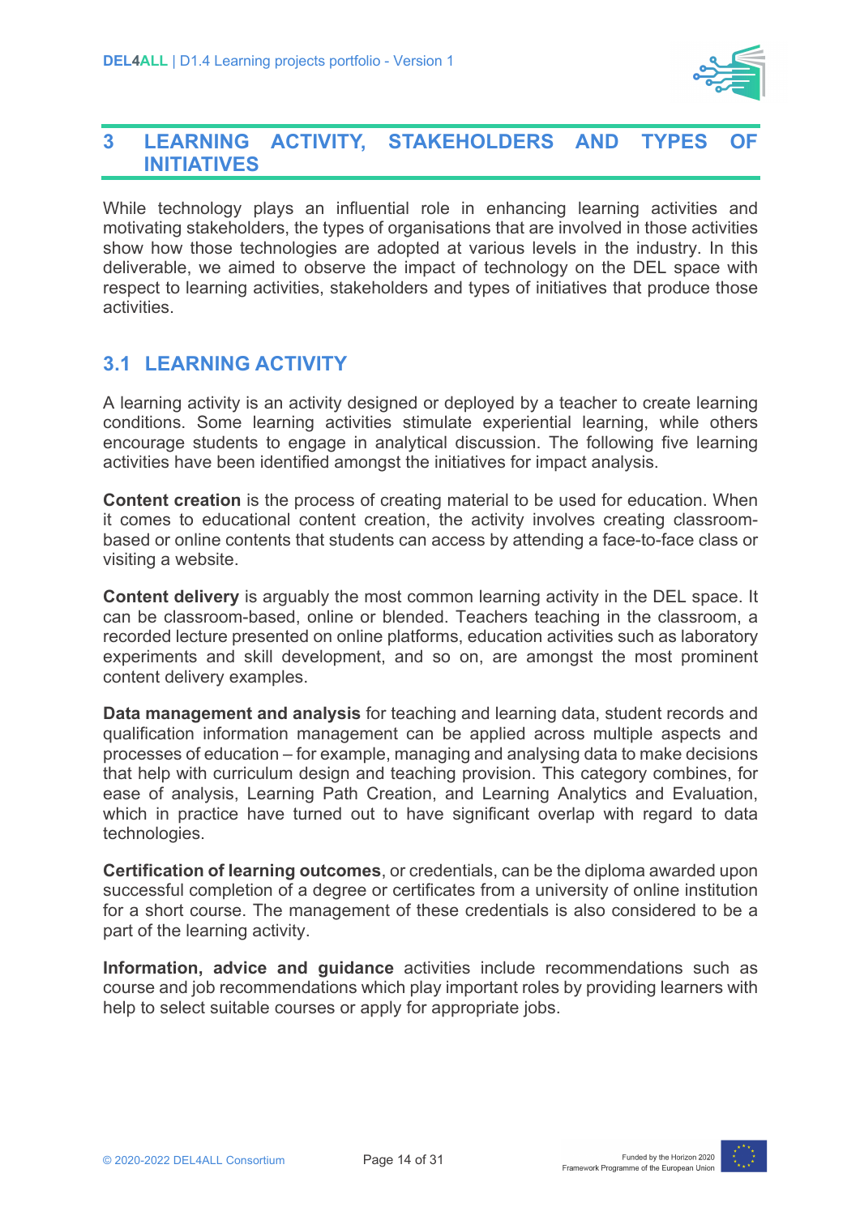# 3 LEARNING ACTIVITY, STAKEHOLDERS AND TYPES OF INITIATIVES

While technology plays an influential role in enhancing learning activities and motivating stakeholders, the types of organisations that are involved in those activities show how those technologies are adopted at various levels in the industry. In this deliverable, we aimed to observe the impact of technology on the DEL space with respect to learning activities, stakeholders and types of initiatives that produce those activities.

## 3.1 LEARNING ACTIVITY

A learning activity is an activity designed or deployed by a teacher to create learning conditions. Some learning activities stimulate experiential learning, while others encourage students to engage in analytical discussion. The following five learning activities have been identified amongst the initiatives for impact analysis.

**Content creation** is the process of creating material to be used for education. When it comes to educational content creation, the activity involves creating classroom-based or online contents that students can access by attending a face-to-face class or visiting a website.

**Content delivery** is arguably the most common learning activity in the DEL space. It can be classroom-based, online or blended. Teachers teaching in the classroom, a recorded lecture presented on online platforms, education activities such as laboratory experiments and skill development, and so on, are amongst the most prominent content delivery examples.

**Data management and analysis** for teaching and learning data, student records and qualification information management can be applied across multiple aspects and processes of education – for example, managing and analysing data to make decisions that help with curriculum design and teaching provision. This category combines, for ease of analysis, Learning Path Creation, and Learning Analytics and Evaluation, which in practice have turned out to have significant overlap with regard to data technologies.

**Certification of learning outcomes**, or credentials, can be the diploma awarded upon successful completion of a degree or certificates from a university of online institution for a short course. The management of these credentials is also considered to be a part of the learning activity.

**Information, advice and guidance** activities include recommendations such as course and job recommendations which play important roles by providing learners with help to select suitable courses or apply for appropriate jobs.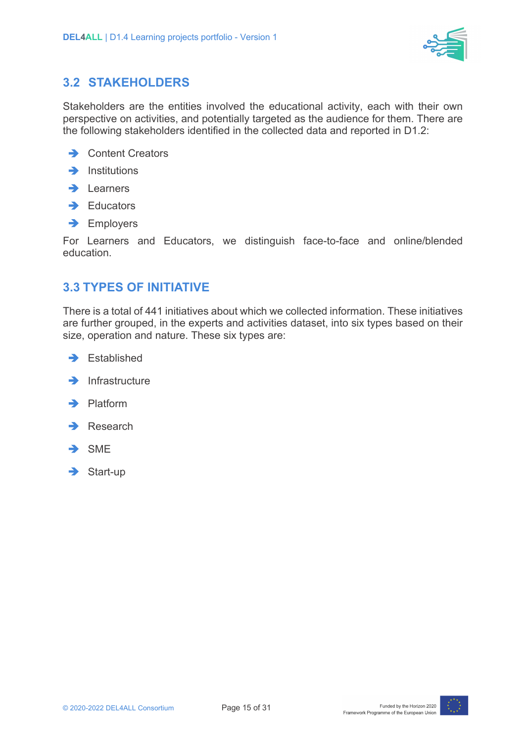## 3.2 STAKEHOLDERS

Stakeholders are the entities involved the educational activity, each with their own perspective on activities, and potentially targeted as the audience for them. There are the following stakeholders identified in the collected data and reported in D1.2:

- Content Creators
- Institutions
- Learners
- Educators
- Employers

For Learners and Educators, we distinguish face-to-face and online/blended education.

## 3.3 TYPES OF INITIATIVE

There is a total of 441 initiatives about which we collected information. These initiatives are further grouped, in the experts and activities dataset, into six types based on their size, operation and nature. These six types are:

- Established
- Infrastructure
- Platform
- Research
- SME
- Start-up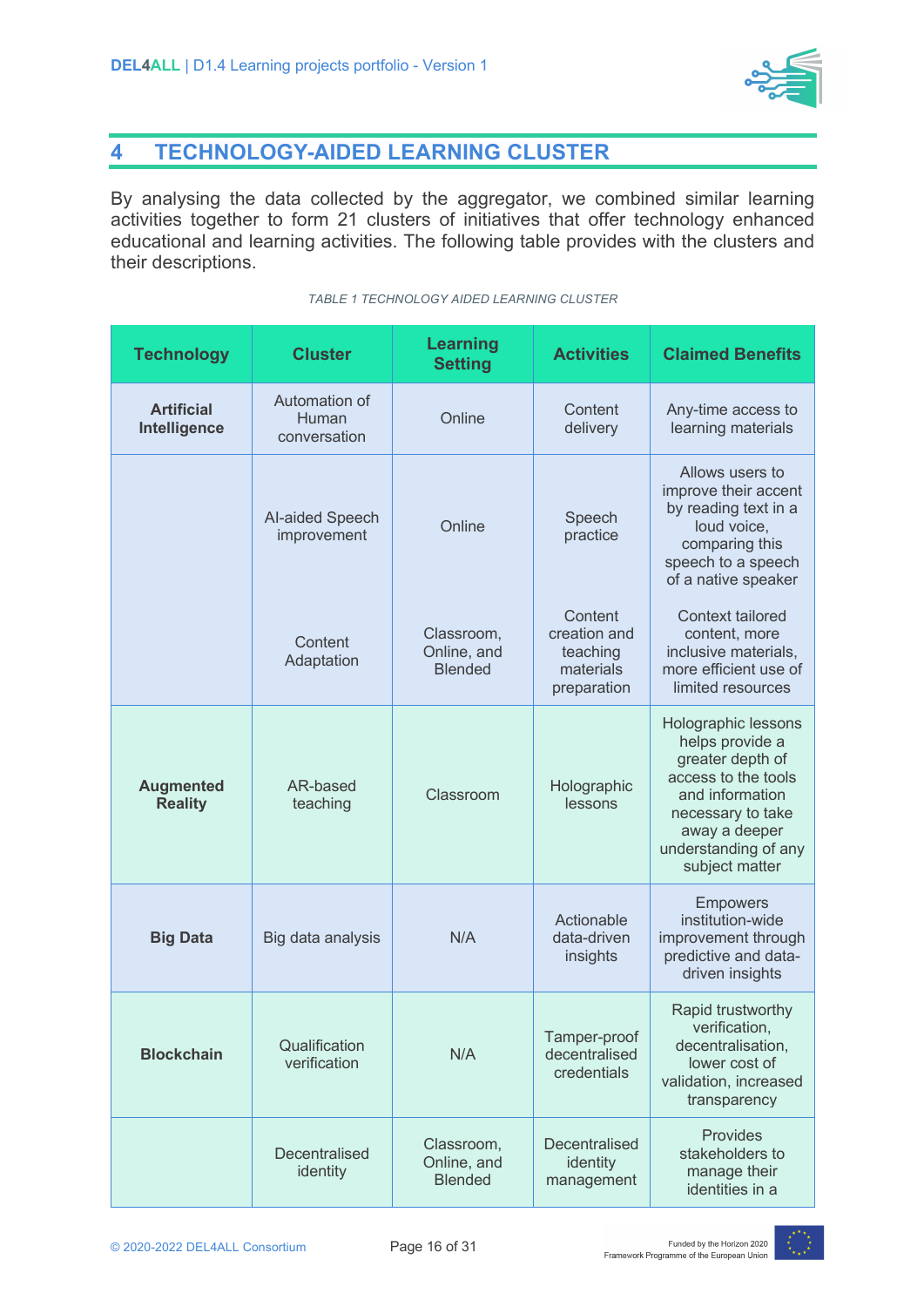# 4 TECHNOLOGY-AIDED LEARNING CLUSTER

By analysing the data collected by the aggregator, we combined similar learning activities together to form 21 clusters of initiatives that offer technology enhanced educational and learning activities. The following table provides with the clusters and their descriptions.

*TABLE 1 TECHNOLOGY AIDED LEARNING CLUSTER*

| Technology | Cluster | Learning Setting | Activities | Claimed Benefits |
|---|---|---|---|---|
| **Artificial Intelligence** | Automation of Human conversation | Online | Content delivery | Any-time access to learning materials |
| | AI-aided Speech improvement | Online | Speech practice | Allows users to improve their accent by reading text in a loud voice, comparing this speech to a speech of a native speaker |
| | Content Adaptation | Classroom, Online, and Blended | Content creation and teaching materials preparation | Context tailored content, more inclusive materials, more efficient use of limited resources |
| **Augmented Reality** | AR-based teaching | Classroom | Holographic lessons | Holographic lessons helps provide a greater depth of access to the tools and information necessary to take away a deeper understanding of any subject matter |
| **Big Data** | Big data analysis | N/A | Actionable data-driven insights | Empowers institution-wide improvement through predictive and data-driven insights |
| **Blockchain** | Qualification verification | N/A | Tamper-proof decentralised credentials | Rapid trustworthy verification, decentralisation, lower cost of validation, increased transparency |
| | Decentralised identity | Classroom, Online, and Blended | Decentralised identity management | Provides stakeholders to manage their identities in a |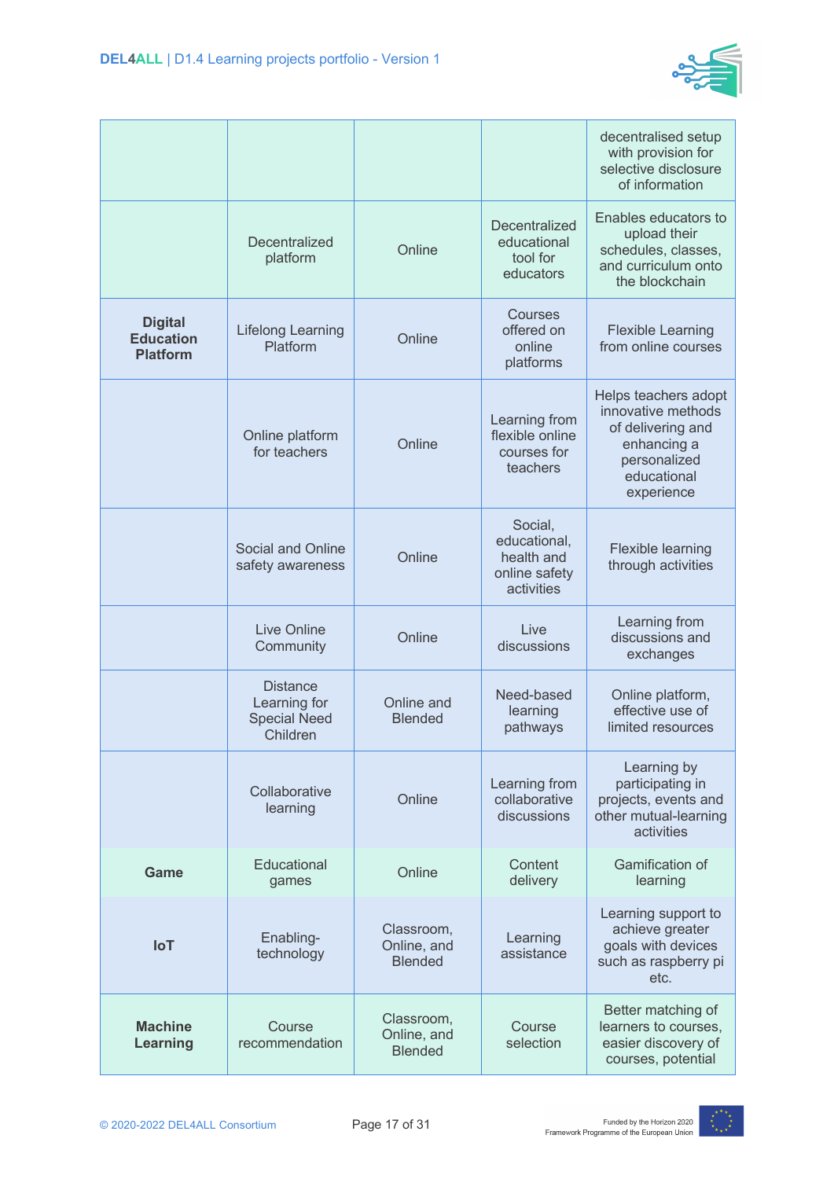| | | | | |
|---|---|---|---|---|
| | | | | decentralised setup with provision for selective disclosure of information |
| | Decentralized platform | Online | Decentralized educational tool for educators | Enables educators to upload their schedules, classes, and curriculum onto the blockchain |
| **Digital Education Platform** | Lifelong Learning Platform | Online | Courses offered on online platforms | Flexible Learning from online courses |
| | Online platform for teachers | Online | Learning from flexible online courses for teachers | Helps teachers adopt innovative methods of delivering and enhancing a personalized educational experience |
| | Social and Online safety awareness | Online | Social, educational, health and online safety activities | Flexible learning through activities |
| | Live Online Community | Online | Live discussions | Learning from discussions and exchanges |
| | Distance Learning for Special Need Children | Online and Blended | Need-based learning pathways | Online platform, effective use of limited resources |
| | Collaborative learning | Online | Learning from collaborative discussions | Learning by participating in projects, events and other mutual-learning activities |
| **Game** | Educational games | Online | Content delivery | Gamification of learning |
| **IoT** | Enabling-technology | Classroom, Online, and Blended | Learning assistance | Learning support to achieve greater goals with devices such as raspberry pi etc. |
| **Machine Learning** | Course recommendation | Classroom, Online, and Blended | Course selection | Better matching of learners to courses, easier discovery of courses, potential |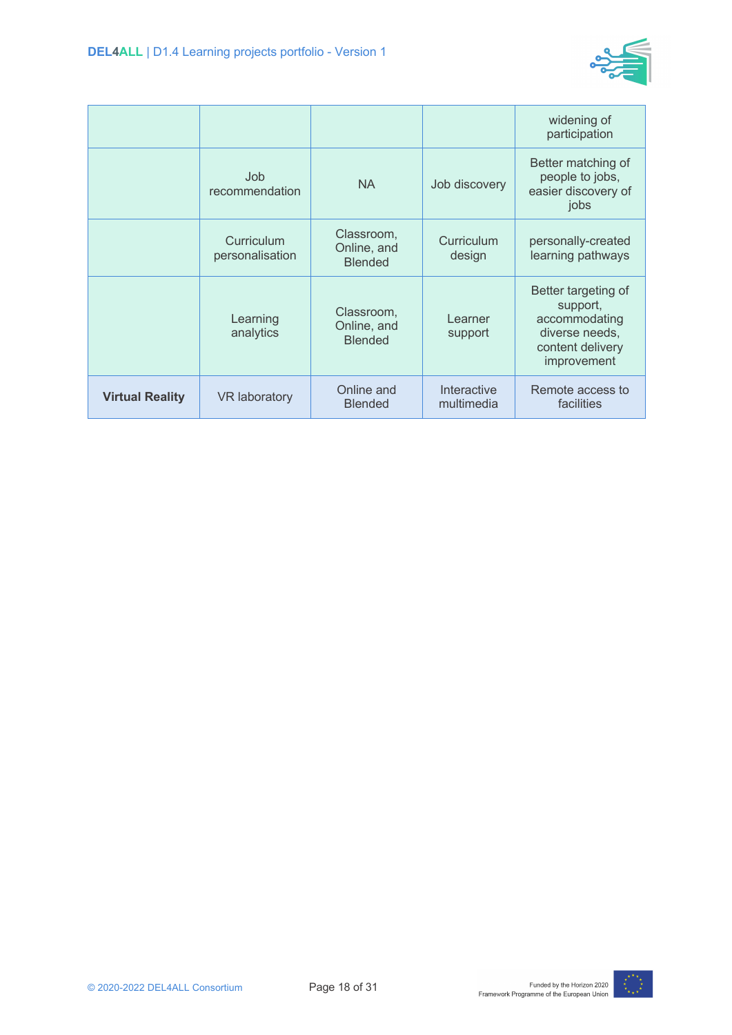| | | | | |
|---|---|---|---|---|
| | | | | widening of participation |
| | Job recommendation | NA | Job discovery | Better matching of people to jobs, easier discovery of jobs |
| | Curriculum personalisation | Classroom, Online, and Blended | Curriculum design | personally-created learning pathways |
| | Learning analytics | Classroom, Online, and Blended | Learner support | Better targeting of support, accommodating diverse needs, content delivery improvement |
| **Virtual Reality** | VR laboratory | Online and Blended | Interactive multimedia | Remote access to facilities |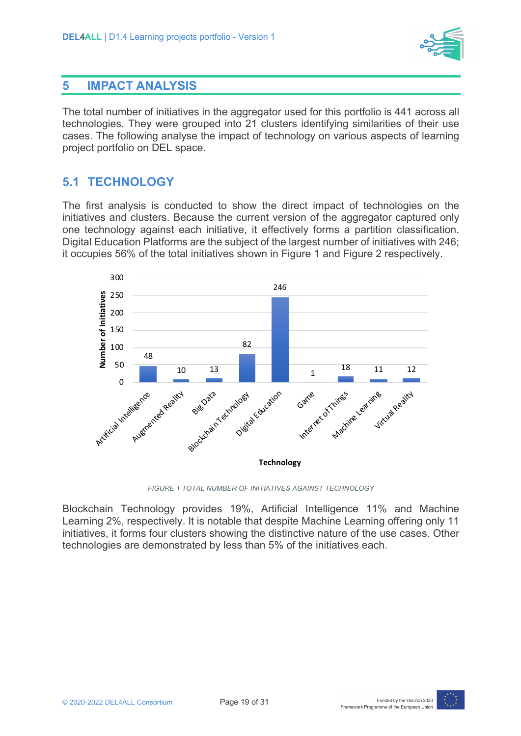# 5 IMPACT ANALYSIS

The total number of initiatives in the aggregator used for this portfolio is 441 across all technologies. They were grouped into 21 clusters identifying similarities of their use cases. The following analyse the impact of technology on various aspects of learning project portfolio on DEL space.

## 5.1 TECHNOLOGY

The first analysis is conducted to show the direct impact of technologies on the initiatives and clusters. Because the current version of the aggregator captured only one technology against each initiative, it effectively forms a partition classification. Digital Education Platforms are the subject of the largest number of initiatives with 246; it occupies 56% of the total initiatives shown in Figure 1 and Figure 2 respectively.

| Technology | Number of Initiatives |
|---|---|
| Artificial Intelligence | 48 |
| Augmented Reality | 10 |
| Big Data | 13 |
| Blockchain Technology | 82 |
| Digital Education | 246 |
| Game | 1 |
| Internet of Things | 18 |
| Machine Learning | 11 |
| Virtual Reality | 12 |

*FIGURE 1 TOTAL NUMBER OF INITIATIVES AGAINST TECHNOLOGY*

Blockchain Technology provides 19%, Artificial Intelligence 11% and Machine Learning 2%, respectively. It is notable that despite Machine Learning offering only 11 initiatives, it forms four clusters showing the distinctive nature of the use cases. Other technologies are demonstrated by less than 5% of the initiatives each.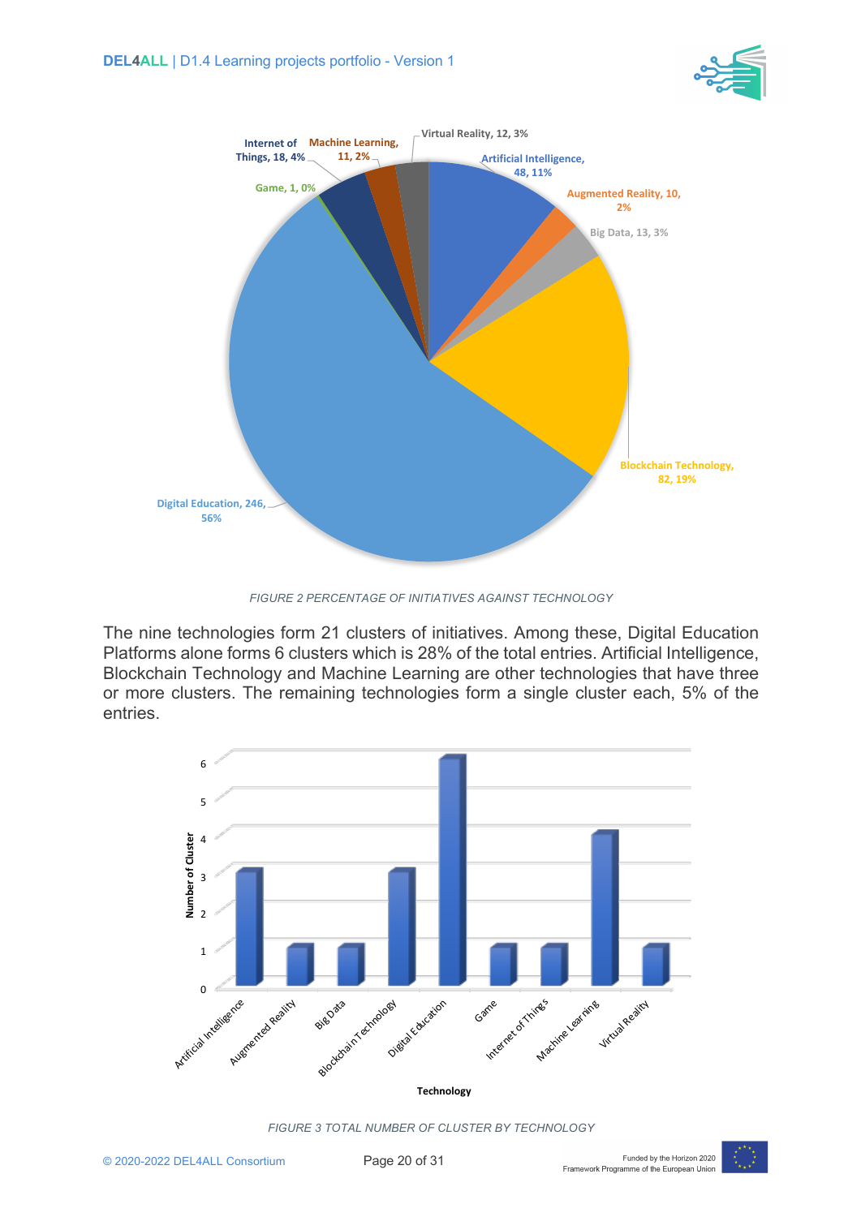FIGURE 2 PERCENTAGE OF INITIATIVES AGAINST TECHNOLOGY

The nine technologies form 21 clusters of initiatives. Among these, Digital Education Platforms alone forms 6 clusters which is 28% of the total entries. Artificial Intelligence, Blockchain Technology and Machine Learning are other technologies that have three or more clusters. The remaining technologies form a single cluster each, 5% of the entries.

FIGURE 3 TOTAL NUMBER OF CLUSTER BY TECHNOLOGY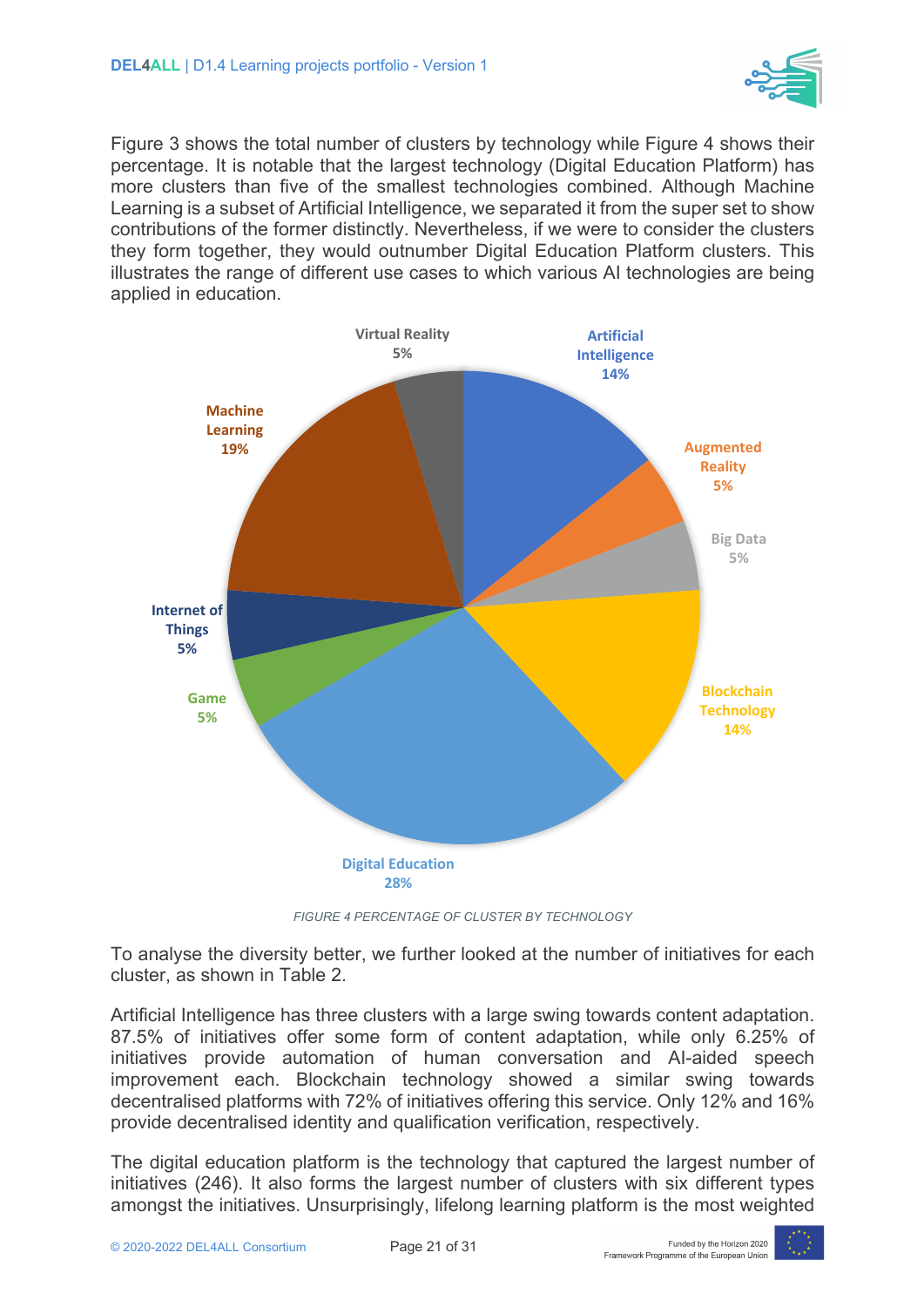Figure 3 shows the total number of clusters by technology while Figure 4 shows their percentage. It is notable that the largest technology (Digital Education Platform) has more clusters than five of the smallest technologies combined. Although Machine Learning is a subset of Artificial Intelligence, we separated it from the super set to show contributions of the former distinctly. Nevertheless, if we were to consider the clusters they form together, they would outnumber Digital Education Platform clusters. This illustrates the range of different use cases to which various AI technologies are being applied in education.

| Technology | Percentage |
|---|---|
| Artificial Intelligence | 14% |
| Augmented Reality | 5% |
| Big Data | 5% |
| Blockchain Technology | 14% |
| Digital Education | 28% |
| Game | 5% |
| Internet of Things | 5% |
| Machine Learning | 19% |
| Virtual Reality | 5% |

*FIGURE 4 PERCENTAGE OF CLUSTER BY TECHNOLOGY*

To analyse the diversity better, we further looked at the number of initiatives for each cluster, as shown in Table 2.

Artificial Intelligence has three clusters with a large swing towards content adaptation. 87.5% of initiatives offer some form of content adaptation, while only 6.25% of initiatives provide automation of human conversation and AI-aided speech improvement each. Blockchain technology showed a similar swing towards decentralised platforms with 72% of initiatives offering this service. Only 12% and 16% provide decentralised identity and qualification verification, respectively.

The digital education platform is the technology that captured the largest number of initiatives (246). It also forms the largest number of clusters with six different types amongst the initiatives. Unsurprisingly, lifelong learning platform is the most weighted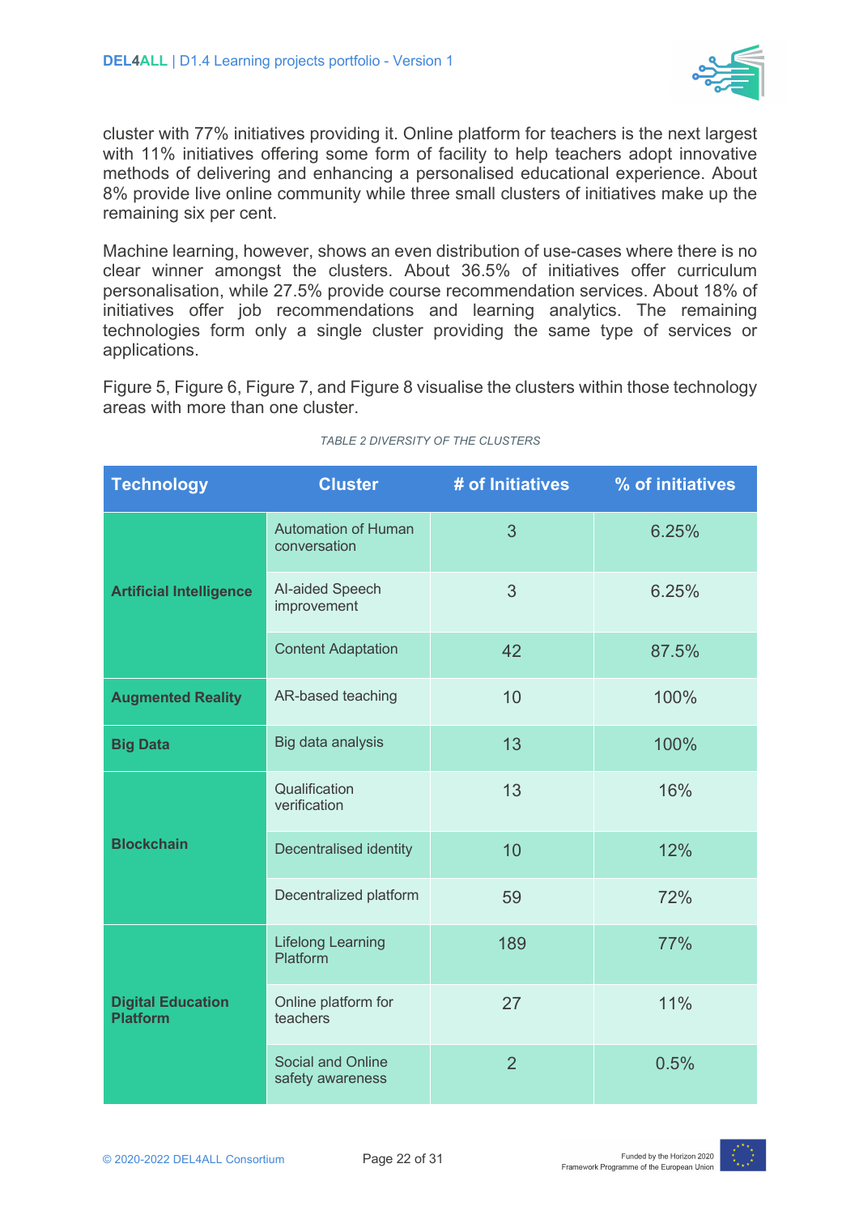cluster with 77% initiatives providing it. Online platform for teachers is the next largest with 11% initiatives offering some form of facility to help teachers adopt innovative methods of delivering and enhancing a personalised educational experience. About 8% provide live online community while three small clusters of initiatives make up the remaining six per cent.

Machine learning, however, shows an even distribution of use-cases where there is no clear winner amongst the clusters. About 36.5% of initiatives offer curriculum personalisation, while 27.5% provide course recommendation services. About 18% of initiatives offer job recommendations and learning analytics. The remaining technologies form only a single cluster providing the same type of services or applications.

Figure 5, Figure 6, Figure 7, and Figure 8 visualise the clusters within those technology areas with more than one cluster.

*TABLE 2 DIVERSITY OF THE CLUSTERS*

| Technology | Cluster | # of Initiatives | % of initiatives |
|---|---|---|---|
| **Artificial Intelligence** | Automation of Human conversation | 3 | 6.25% |
| | AI-aided Speech improvement | 3 | 6.25% |
| | Content Adaptation | 42 | 87.5% |
| **Augmented Reality** | AR-based teaching | 10 | 100% |
| **Big Data** | Big data analysis | 13 | 100% |
| **Blockchain** | Qualification verification | 13 | 16% |
| | Decentralised identity | 10 | 12% |
| | Decentralized platform | 59 | 72% |
| **Digital Education Platform** | Lifelong Learning Platform | 189 | 77% |
| | Online platform for teachers | 27 | 11% |
| | Social and Online safety awareness | 2 | 0.5% |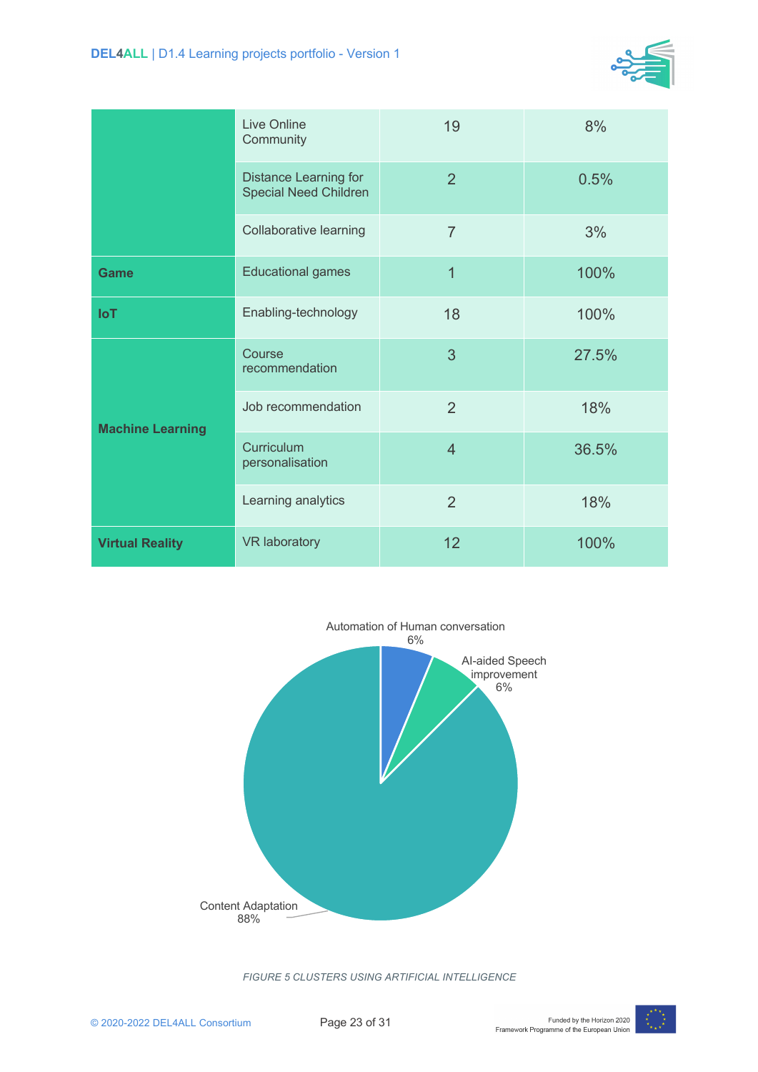| | | | |
|---|---|---|---|
| | Live Online Community | 19 | 8% |
| | Distance Learning for Special Need Children | 2 | 0.5% |
| | Collaborative learning | 7 | 3% |
| **Game** | Educational games | 1 | 100% |
| **IoT** | Enabling-technology | 18 | 100% |
| **Machine Learning** | Course recommendation | 3 | 27.5% |
| | Job recommendation | 2 | 18% |
| | Curriculum personalisation | 4 | 36.5% |
| | Learning analytics | 2 | 18% |
| **Virtual Reality** | VR laboratory | 12 | 100% |

Automation of Human conversation 6%

AI-aided Speech improvement 6%

Content Adaptation 88%

*FIGURE 5 CLUSTERS USING ARTIFICIAL INTELLIGENCE*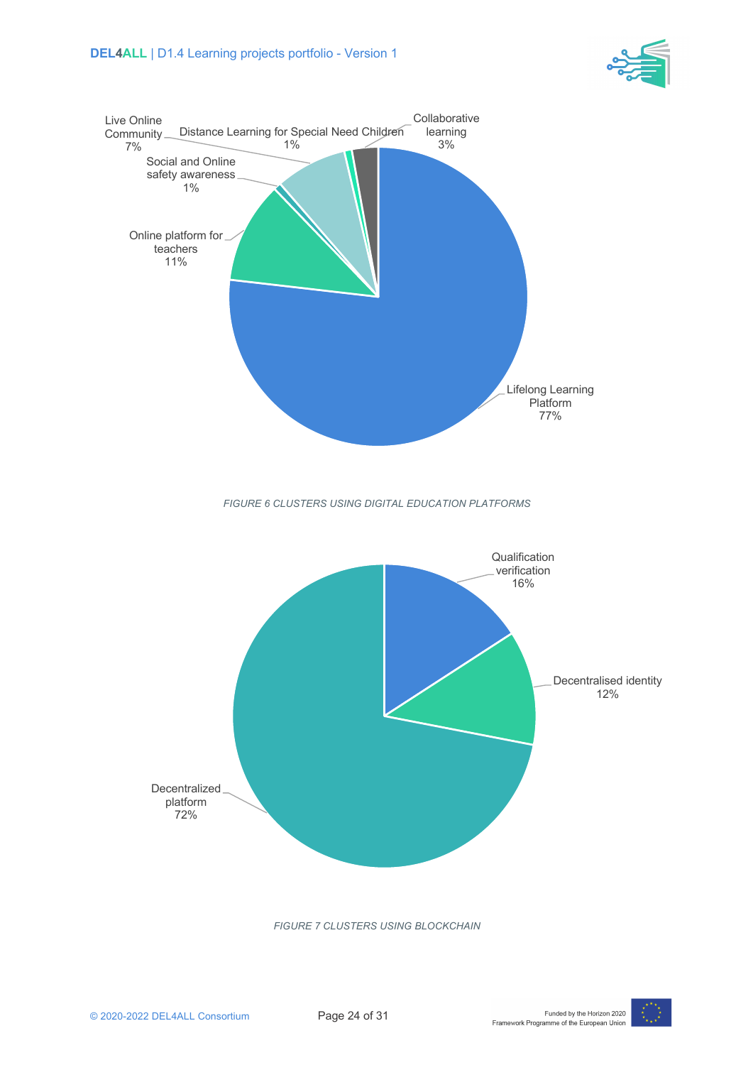FIGURE 6 CLUSTERS USING DIGITAL EDUCATION PLATFORMS

FIGURE 7 CLUSTERS USING BLOCKCHAIN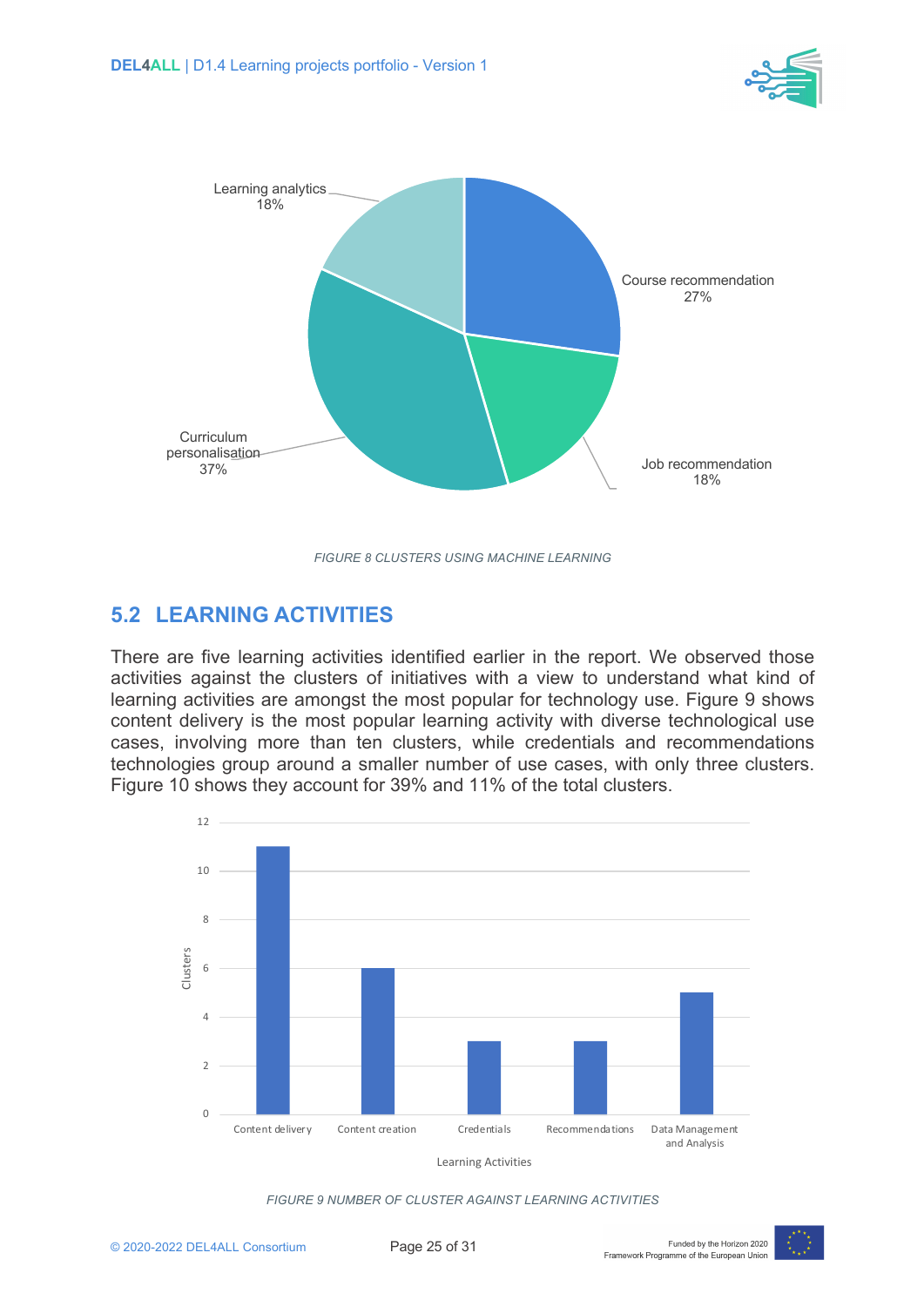FIGURE 8 CLUSTERS USING MACHINE LEARNING

## 5.2 LEARNING ACTIVITIES

There are five learning activities identified earlier in the report. We observed those activities against the clusters of initiatives with a view to understand what kind of learning activities are amongst the most popular for technology use. Figure 9 shows content delivery is the most popular learning activity with diverse technological use cases, involving more than ten clusters, while credentials and recommendations technologies group around a smaller number of use cases, with only three clusters. Figure 10 shows they account for 39% and 11% of the total clusters.

FIGURE 9 NUMBER OF CLUSTER AGAINST LEARNING ACTIVITIES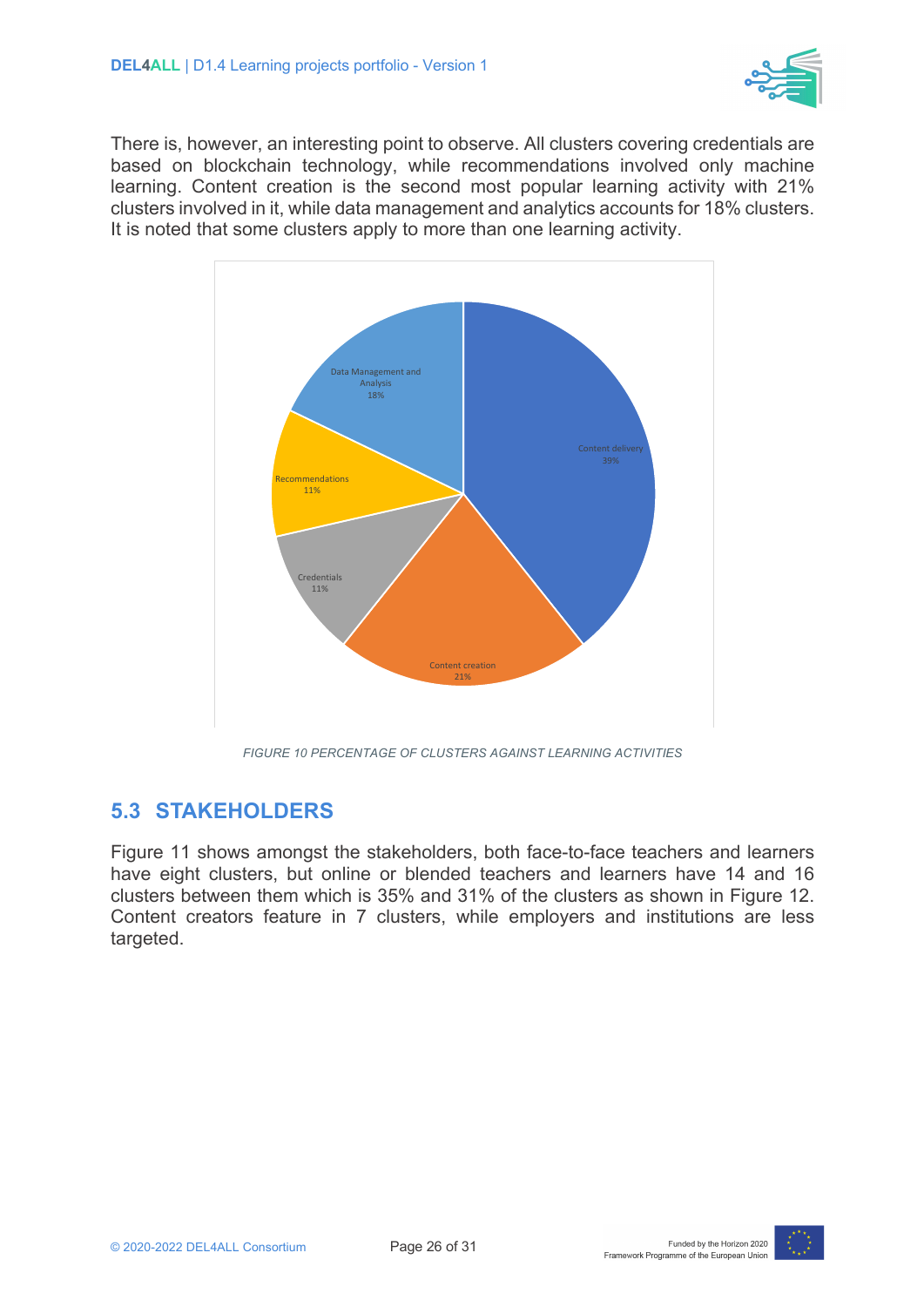There is, however, an interesting point to observe. All clusters covering credentials are based on blockchain technology, while recommendations involved only machine learning. Content creation is the second most popular learning activity with 21% clusters involved in it, while data management and analytics accounts for 18% clusters. It is noted that some clusters apply to more than one learning activity.

*FIGURE 10 PERCENTAGE OF CLUSTERS AGAINST LEARNING ACTIVITIES*

## 5.3 STAKEHOLDERS

Figure 11 shows amongst the stakeholders, both face-to-face teachers and learners have eight clusters, but online or blended teachers and learners have 14 and 16 clusters between them which is 35% and 31% of the clusters as shown in Figure 12. Content creators feature in 7 clusters, while employers and institutions are less targeted.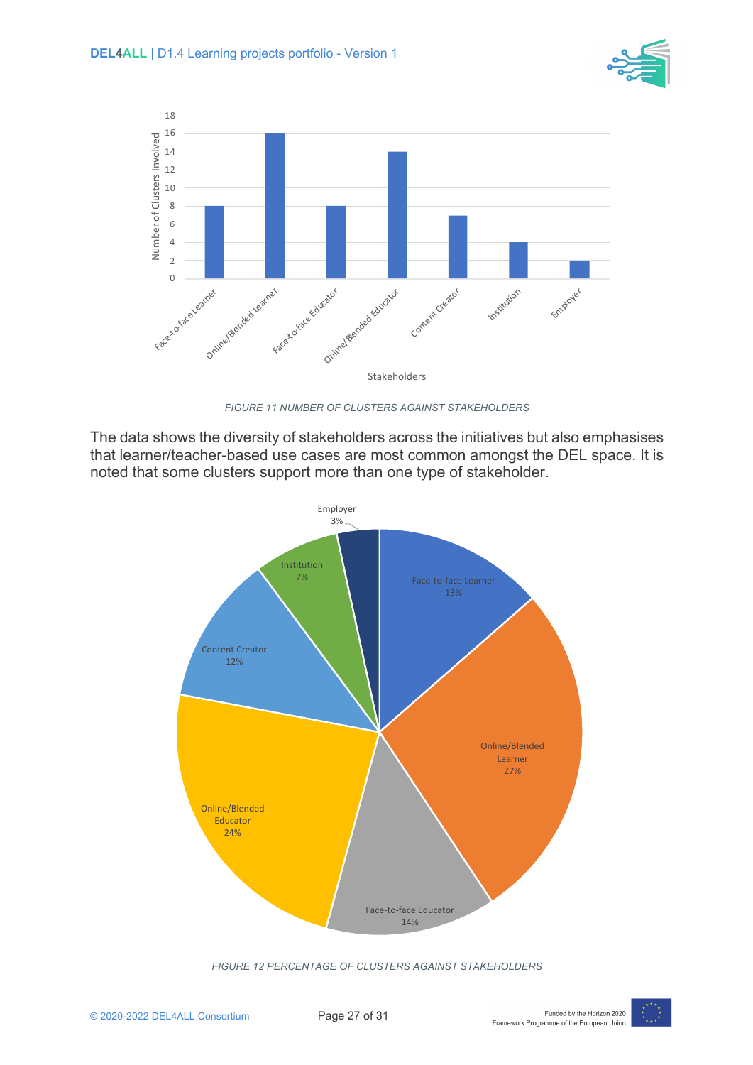FIGURE 11 NUMBER OF CLUSTERS AGAINST STAKEHOLDERS

The data shows the diversity of stakeholders across the initiatives but also emphasises that learner/teacher-based use cases are most common amongst the DEL space. It is noted that some clusters support more than one type of stakeholder.

FIGURE 12 PERCENTAGE OF CLUSTERS AGAINST STAKEHOLDERS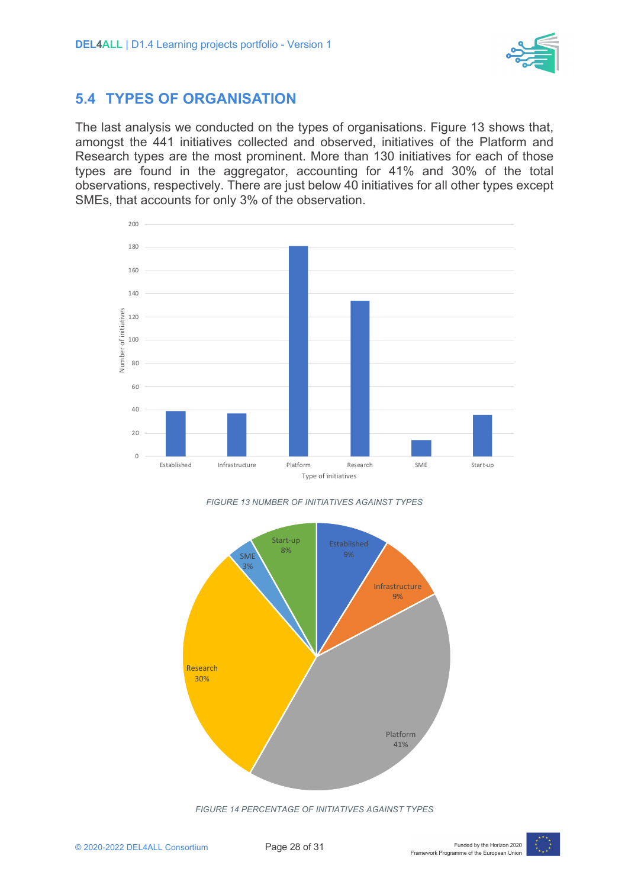## 5.4 TYPES OF ORGANISATION

The last analysis we conducted on the types of organisations. Figure 13 shows that, amongst the 441 initiatives collected and observed, initiatives of the Platform and Research types are the most prominent. More than 130 initiatives for each of those types are found in the aggregator, accounting for 41% and 30% of the total observations, respectively. There are just below 40 initiatives for all other types except SMEs, that accounts for only 3% of the observation.

*FIGURE 13 NUMBER OF INITIATIVES AGAINST TYPES*

*FIGURE 14 PERCENTAGE OF INITIATIVES AGAINST TYPES*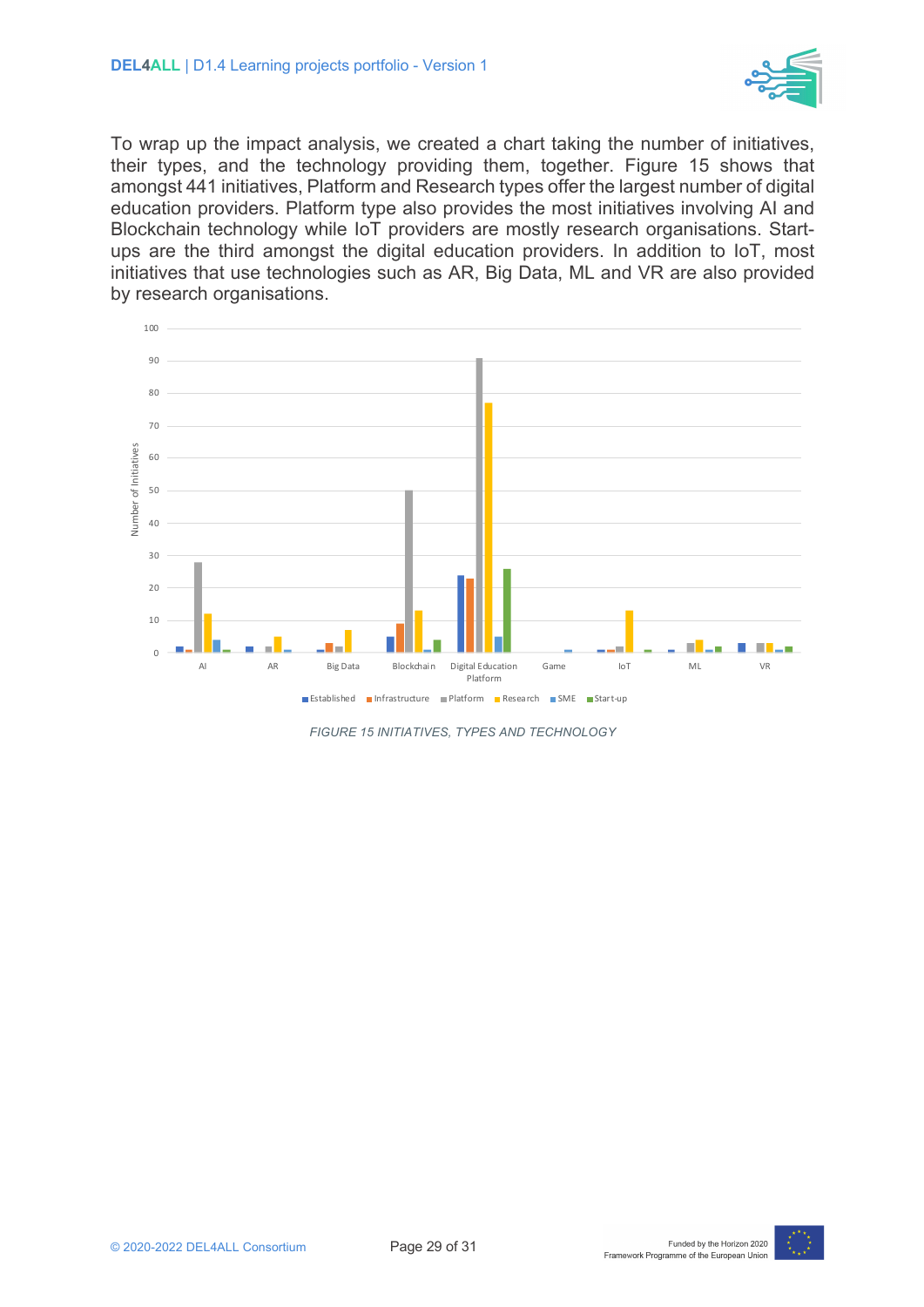To wrap up the impact analysis, we created a chart taking the number of initiatives, their types, and the technology providing them, together. Figure 15 shows that amongst 441 initiatives, Platform and Research types offer the largest number of digital education providers. Platform type also provides the most initiatives involving AI and Blockchain technology while IoT providers are mostly research organisations. Start-ups are the third amongst the digital education providers. In addition to IoT, most initiatives that use technologies such as AR, Big Data, ML and VR are also provided by research organisations.

*FIGURE 15 INITIATIVES, TYPES AND TECHNOLOGY*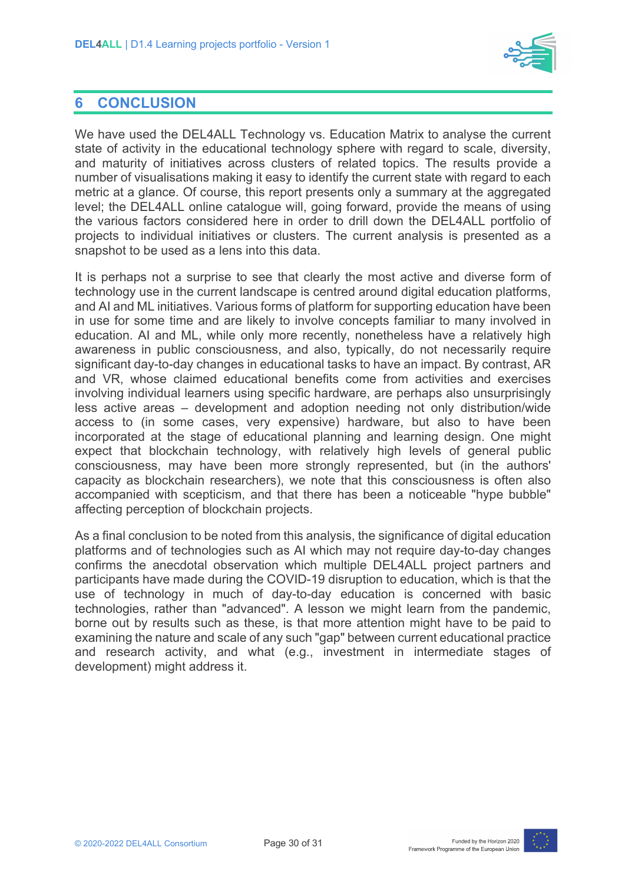# 6 CONCLUSION

We have used the DEL4ALL Technology vs. Education Matrix to analyse the current state of activity in the educational technology sphere with regard to scale, diversity, and maturity of initiatives across clusters of related topics. The results provide a number of visualisations making it easy to identify the current state with regard to each metric at a glance. Of course, this report presents only a summary at the aggregated level; the DEL4ALL online catalogue will, going forward, provide the means of using the various factors considered here in order to drill down the DEL4ALL portfolio of projects to individual initiatives or clusters. The current analysis is presented as a snapshot to be used as a lens into this data.

It is perhaps not a surprise to see that clearly the most active and diverse form of technology use in the current landscape is centred around digital education platforms, and AI and ML initiatives. Various forms of platform for supporting education have been in use for some time and are likely to involve concepts familiar to many involved in education. AI and ML, while only more recently, nonetheless have a relatively high awareness in public consciousness, and also, typically, do not necessarily require significant day-to-day changes in educational tasks to have an impact. By contrast, AR and VR, whose claimed educational benefits come from activities and exercises involving individual learners using specific hardware, are perhaps also unsurprisingly less active areas – development and adoption needing not only distribution/wide access to (in some cases, very expensive) hardware, but also to have been incorporated at the stage of educational planning and learning design. One might expect that blockchain technology, with relatively high levels of general public consciousness, may have been more strongly represented, but (in the authors' capacity as blockchain researchers), we note that this consciousness is often also accompanied with scepticism, and that there has been a noticeable "hype bubble" affecting perception of blockchain projects.

As a final conclusion to be noted from this analysis, the significance of digital education platforms and of technologies such as AI which may not require day-to-day changes confirms the anecdotal observation which multiple DEL4ALL project partners and participants have made during the COVID-19 disruption to education, which is that the use of technology in much of day-to-day education is concerned with basic technologies, rather than "advanced". A lesson we might learn from the pandemic, borne out by results such as these, is that more attention might have to be paid to examining the nature and scale of any such "gap" between current educational practice and research activity, and what (e.g., investment in intermediate stages of development) might address it.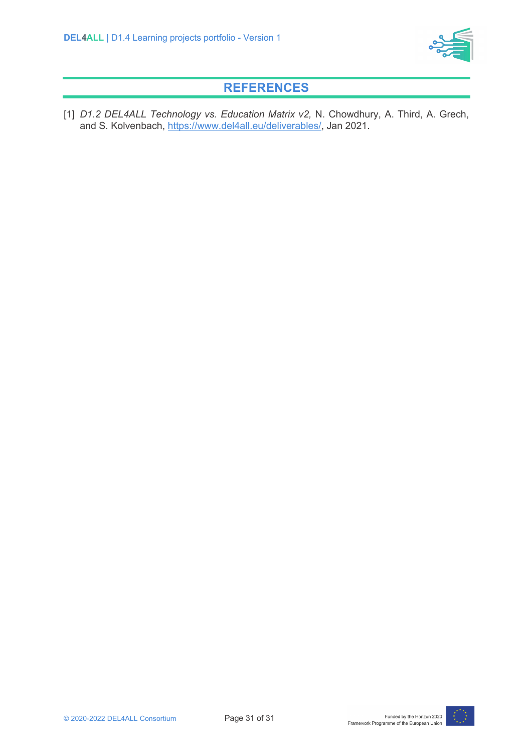# REFERENCES

[1] *D1.2 DEL4ALL Technology vs. Education Matrix v2,* N. Chowdhury, A. Third, A. Grech, and S. Kolvenbach, https://www.del4all.eu/deliverables/, Jan 2021.